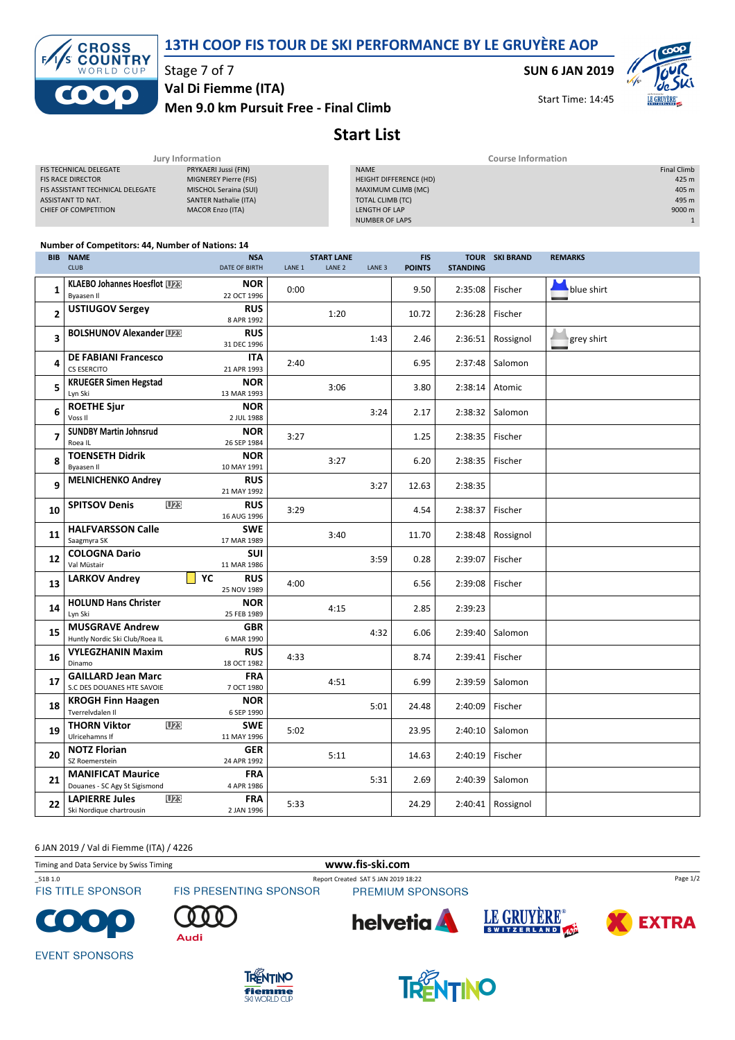# 13TH COOP FIS TOUR DE SKI PERFORMANCE BY LE GRUYÈRE AOP

Stage 7 of 7

**SUN 6 JAN 2019**

**Val Di Fiemme (ITA)**

**Men 9.0 km Pursuit Free - Final Climb**

Start Time: 14:45

## Start List

| Jury Information | |
|---|---|
| FIS TECHNICAL DELEGATE | PRYKAERI Jussi (FIN) |
| FIS RACE DIRECTOR | MIGNEREY Pierre (FIS) |
| FIS ASSISTANT TECHNICAL DELEGATE | MISCHOL Seraina (SUI) |
| ASSISTANT TD NAT. | SANTER Nathalie (ITA) |
| CHIEF OF COMPETITION | MACOR Enzo (ITA) |

| Course Information | |
|---|---|
| NAME | Final Climb |
| HEIGHT DIFFERENCE (HD) | 425 m |
| MAXIMUM CLIMB (MC) | 405 m |
| TOTAL CLIMB (TC) | 495 m |
| LENGTH OF LAP | 9000 m |
| NUMBER OF LAPS | 1 |

**Number of Competitors: 44, Number of Nations: 14**

| BIB | NAME / CLUB | NSA / DATE OF BIRTH | START LANE 1 | START LANE 2 | START LANE 3 | FIS POINTS | TOUR STANDING | SKI BRAND | REMARKS |
|---|---|---|---|---|---|---|---|---|---|
| 1 | KLAEBO Johannes Hoesflot U23 / Byaasen Il | NOR / 22 OCT 1996 | 0:00 | | | 9.50 | 2:35:08 | Fischer | blue shirt |
| 2 | USTIUGOV Sergey | RUS / 8 APR 1992 | | 1:20 | | 10.72 | 2:36:28 | Fischer | |
| 3 | BOLSHUNOV Alexander U23 | RUS / 31 DEC 1996 | | | 1:43 | 2.46 | 2:36:51 | Rossignol | grey shirt |
| 4 | DE FABIANI Francesco / CS ESERCITO | ITA / 21 APR 1993 | 2:40 | | | 6.95 | 2:37:48 | Salomon | |
| 5 | KRUEGER Simen Hegstad / Lyn Ski | NOR / 13 MAR 1993 | | 3:06 | | 3.80 | 2:38:14 | Atomic | |
| 6 | ROETHE Sjur / Voss Il | NOR / 2 JUL 1988 | | | 3:24 | 2.17 | 2:38:32 | Salomon | |
| 7 | SUNDBY Martin Johnsrud / Roea IL | NOR / 26 SEP 1984 | 3:27 | | | 1.25 | 2:38:35 | Fischer | |
| 8 | TOENSETH Didrik / Byaasen Il | NOR / 10 MAY 1991 | | 3:27 | | 6.20 | 2:38:35 | Fischer | |
| 9 | MELNICHENKO Andrey | RUS / 21 MAY 1992 | | | 3:27 | 12.63 | 2:38:35 | | |
| 10 | SPITSOV Denis U23 | RUS / 16 AUG 1996 | 3:29 | | | 4.54 | 2:38:37 | Fischer | |
| 11 | HALFVARSSON Calle / Saagmyra SK | SWE / 17 MAR 1989 | | 3:40 | | 11.70 | 2:38:48 | Rossignol | |
| 12 | COLOGNA Dario / Val Müstair | SUI / 11 MAR 1986 | | | 3:59 | 0.28 | 2:39:07 | Fischer | |
| 13 | LARKOV Andrey YC | RUS / 25 NOV 1989 | 4:00 | | | 6.56 | 2:39:08 | Fischer | |
| 14 | HOLUND Hans Christer / Lyn Ski | NOR / 25 FEB 1989 | | 4:15 | | 2.85 | 2:39:23 | | |
| 15 | MUSGRAVE Andrew / Huntly Nordic Ski Club/Roea IL | GBR / 6 MAR 1990 | | | 4:32 | 6.06 | 2:39:40 | Salomon | |
| 16 | VYLEGZHANIN Maxim / Dinamo | RUS / 18 OCT 1982 | 4:33 | | | 8.74 | 2:39:41 | Fischer | |
| 17 | GAILLARD Jean Marc / S.C DES DOUANES HTE SAVOIE | FRA / 7 OCT 1980 | | 4:51 | | 6.99 | 2:39:59 | Salomon | |
| 18 | KROGH Finn Haagen / Tverrelvdalen Il | NOR / 6 SEP 1990 | | | 5:01 | 24.48 | 2:40:09 | Fischer | |
| 19 | THORN Viktor U23 / Ulricehamns If | SWE / 11 MAY 1996 | 5:02 | | | 23.95 | 2:40:10 | Salomon | |
| 20 | NOTZ Florian / SZ Roemerstein | GER / 24 APR 1992 | | 5:11 | | 14.63 | 2:40:19 | Fischer | |
| 21 | MANIFICAT Maurice / Douanes - SC Agy St Sigismond | FRA / 4 APR 1986 | | | 5:31 | 2.69 | 2:40:39 | Salomon | |
| 22 | LAPIERRE Jules U23 / Ski Nordique chartrousin | FRA / 2 JAN 1996 | 5:33 | | | 24.29 | 2:40:41 | Rossignol | |

6 JAN 2019 / Val di Fiemme (ITA) / 4226

Timing and Data Service by Swiss Timing

www.fis-ski.com

_51B 1.0 Report Created SAT 5 JAN 2019 18:22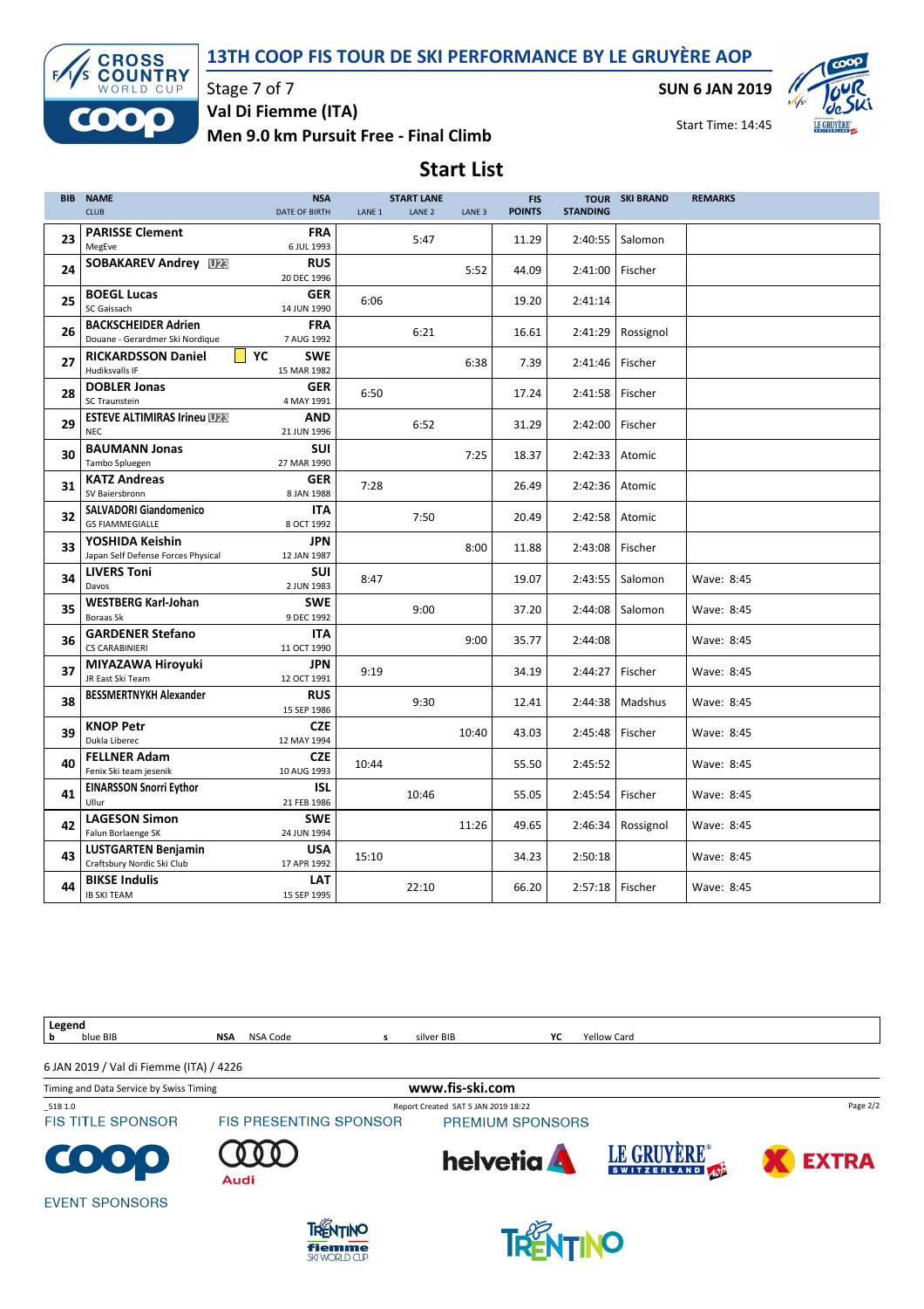# 13TH COOP FIS TOUR DE SKI PERFORMANCE BY LE GRUYÈRE AOP

Stage 7 of 7

**SUN 6 JAN 2019**

**Val Di Fiemme (ITA)**

Start Time: 14:45

**Men 9.0 km Pursuit Free - Final Climb**

## Start List

| BIB | NAME / CLUB | NSA / DATE OF BIRTH | START LANE LANE 1 | LANE 2 | LANE 3 | FIS POINTS | TOUR STANDING | SKI BRAND | REMARKS |
|---|---|---|---|---|---|---|---|---|---|
| 23 | **PARISSE Clement** MegEve | **FRA** 6 JUL 1993 | | 5:47 | | 11.29 | 2:40:55 | Salomon | |
| 24 | **SOBAKAREV Andrey** U23 | **RUS** 20 DEC 1996 | | | 5:52 | 44.09 | 2:41:00 | Fischer | |
| 25 | **BOEGL Lucas** SC Gaissach | **GER** 14 JUN 1990 | 6:06 | | | 19.20 | 2:41:14 | | |
| 26 | **BACKSCHEIDER Adrien** Douane - Gerardmer Ski Nordique | **FRA** 7 AUG 1992 | | 6:21 | | 16.61 | 2:41:29 | Rossignol | |
| 27 | **RICKARDSSON Daniel** YC Hudiksvalls IF | **SWE** 15 MAR 1982 | | | 6:38 | 7.39 | 2:41:46 | Fischer | |
| 28 | **DOBLER Jonas** SC Traunstein | **GER** 4 MAY 1991 | 6:50 | | | 17.24 | 2:41:58 | Fischer | |
| 29 | **ESTEVE ALTIMIRAS Irineu** U23 NEC | **AND** 21 JUN 1996 | | 6:52 | | 31.29 | 2:42:00 | Fischer | |
| 30 | **BAUMANN Jonas** Tambo Spluegen | **SUI** 27 MAR 1990 | | | 7:25 | 18.37 | 2:42:33 | Atomic | |
| 31 | **KATZ Andreas** SV Baiersbronn | **GER** 8 JAN 1988 | 7:28 | | | 26.49 | 2:42:36 | Atomic | |
| 32 | **SALVADORI Giandomenico** GS FIAMMEGIALLE | **ITA** 8 OCT 1992 | | 7:50 | | 20.49 | 2:42:58 | Atomic | |
| 33 | **YOSHIDA Keishin** Japan Self Defense Forces Physical | **JPN** 12 JAN 1987 | | | 8:00 | 11.88 | 2:43:08 | Fischer | |
| 34 | **LIVERS Toni** Davos | **SUI** 2 JUN 1983 | 8:47 | | | 19.07 | 2:43:55 | Salomon | Wave: 8:45 |
| 35 | **WESTBERG Karl-Johan** Boraas Sk | **SWE** 9 DEC 1992 | | 9:00 | | 37.20 | 2:44:08 | Salomon | Wave: 8:45 |
| 36 | **GARDENER Stefano** CS CARABINIERI | **ITA** 11 OCT 1990 | | | 9:00 | 35.77 | 2:44:08 | | Wave: 8:45 |
| 37 | **MIYAZAWA Hiroyuki** JR East Ski Team | **JPN** 12 OCT 1991 | 9:19 | | | 34.19 | 2:44:27 | Fischer | Wave: 8:45 |
| 38 | **BESSMERTNYKH Alexander** | **RUS** 15 SEP 1986 | | 9:30 | | 12.41 | 2:44:38 | Madshus | Wave: 8:45 |
| 39 | **KNOP Petr** Dukla Liberec | **CZE** 12 MAY 1994 | | | 10:40 | 43.03 | 2:45:48 | Fischer | Wave: 8:45 |
| 40 | **FELLNER Adam** Fenix Ski team jesenik | **CZE** 10 AUG 1993 | 10:44 | | | 55.50 | 2:45:52 | | Wave: 8:45 |
| 41 | **EINARSSON Snorri Eythor** Ullur | **ISL** 21 FEB 1986 | | 10:46 | | 55.05 | 2:45:54 | Fischer | Wave: 8:45 |
| 42 | **LAGESON Simon** Falun Borlaenge SK | **SWE** 24 JUN 1994 | | | 11:26 | 49.65 | 2:46:34 | Rossignol | Wave: 8:45 |
| 43 | **LUSTGARTEN Benjamin** Craftsbury Nordic Ski Club | **USA** 17 APR 1992 | 15:10 | | | 34.23 | 2:50:18 | | Wave: 8:45 |
| 44 | **BIKSE Indulis** IB SKI TEAM | **LAT** 15 SEP 1995 | | 22:10 | | 66.20 | 2:57:18 | Fischer | Wave: 8:45 |

**Legend**
b blue BIB | NSA NSA Code | s silver BIB | YC Yellow Card

6 JAN 2019 / Val di Fiemme (ITA) / 4226

Timing and Data Service by Swiss Timing — www.fis-ski.com

_51B 1.0 — Report Created SAT 5 JAN 2019 18:22

FIS TITLE SPONSOR: COOP — FIS PRESENTING SPONSOR: Audi — PREMIUM SPONSORS: helvetia, LE GRUYÈRE SWITZERLAND AOP, EXTRA

EVENT SPONSORS: Trentino fiemme SKI WORLD CUP, Trentino